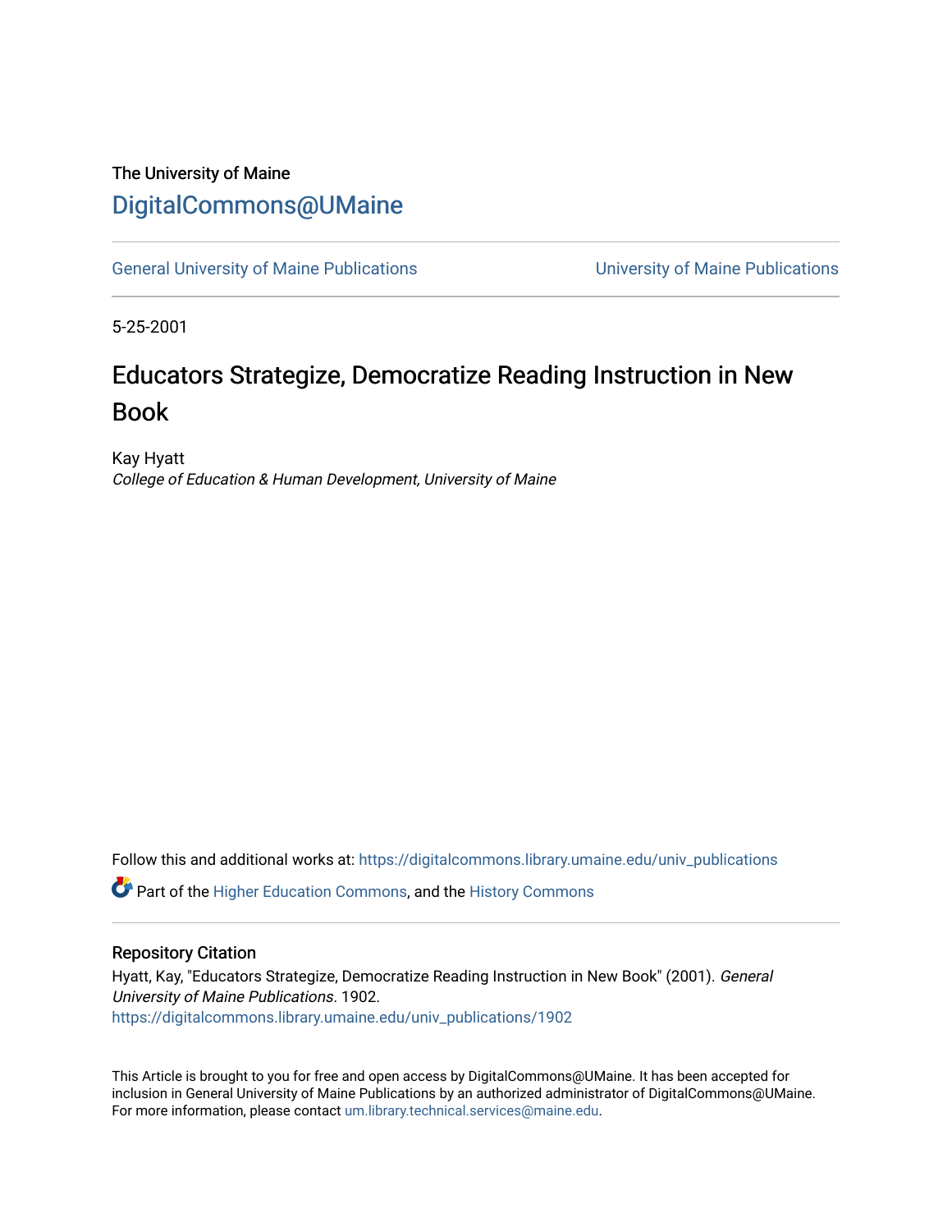The University of Maine

# DigitalCommons@UMaine

General University of Maine Publications | University of Maine Publications

5-25-2001

## Educators Strategize, Democratize Reading Instruction in New Book

Kay Hyatt

*College of Education & Human Development, University of Maine*

Follow this and additional works at: https://digitalcommons.library.umaine.edu/univ_publications

Part of the Higher Education Commons, and the History Commons

### Repository Citation

Hyatt, Kay, "Educators Strategize, Democratize Reading Instruction in New Book" (2001). *General University of Maine Publications*. 1902.
https://digitalcommons.library.umaine.edu/univ_publications/1902

This Article is brought to you for free and open access by DigitalCommons@UMaine. It has been accepted for inclusion in General University of Maine Publications by an authorized administrator of DigitalCommons@UMaine. For more information, please contact um.library.technical.services@maine.edu.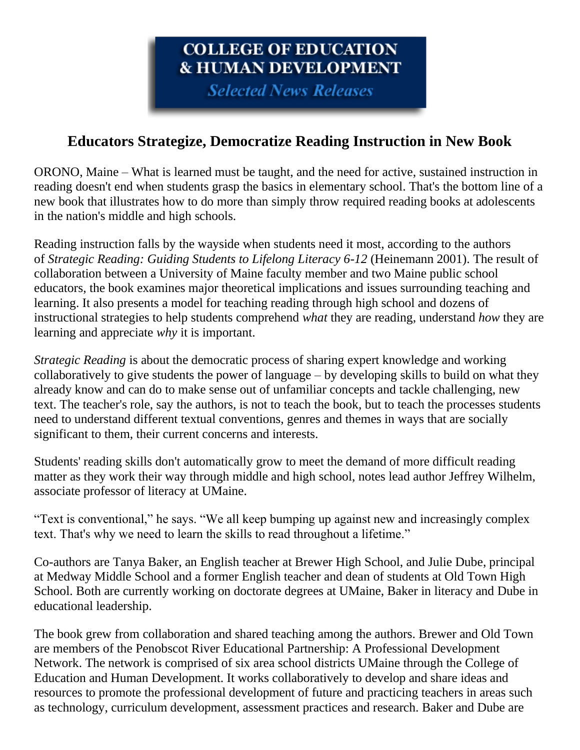**COLLEGE OF EDUCATION & HUMAN DEVELOPMENT**

***Selected News Releases***

## Educators Strategize, Democratize Reading Instruction in New Book

ORONO, Maine – What is learned must be taught, and the need for active, sustained instruction in reading doesn't end when students grasp the basics in elementary school. That's the bottom line of a new book that illustrates how to do more than simply throw required reading books at adolescents in the nation's middle and high schools.

Reading instruction falls by the wayside when students need it most, according to the authors of *Strategic Reading: Guiding Students to Lifelong Literacy 6-12* (Heinemann 2001). The result of collaboration between a University of Maine faculty member and two Maine public school educators, the book examines major theoretical implications and issues surrounding teaching and learning. It also presents a model for teaching reading through high school and dozens of instructional strategies to help students comprehend *what* they are reading, understand *how* they are learning and appreciate *why* it is important.

*Strategic Reading* is about the democratic process of sharing expert knowledge and working collaboratively to give students the power of language – by developing skills to build on what they already know and can do to make sense out of unfamiliar concepts and tackle challenging, new text. The teacher's role, say the authors, is not to teach the book, but to teach the processes students need to understand different textual conventions, genres and themes in ways that are socially significant to them, their current concerns and interests.

Students' reading skills don't automatically grow to meet the demand of more difficult reading matter as they work their way through middle and high school, notes lead author Jeffrey Wilhelm, associate professor of literacy at UMaine.

"Text is conventional," he says. "We all keep bumping up against new and increasingly complex text. That's why we need to learn the skills to read throughout a lifetime."

Co-authors are Tanya Baker, an English teacher at Brewer High School, and Julie Dube, principal at Medway Middle School and a former English teacher and dean of students at Old Town High School. Both are currently working on doctorate degrees at UMaine, Baker in literacy and Dube in educational leadership.

The book grew from collaboration and shared teaching among the authors. Brewer and Old Town are members of the Penobscot River Educational Partnership: A Professional Development Network. The network is comprised of six area school districts UMaine through the College of Education and Human Development. It works collaboratively to develop and share ideas and resources to promote the professional development of future and practicing teachers in areas such as technology, curriculum development, assessment practices and research. Baker and Dube are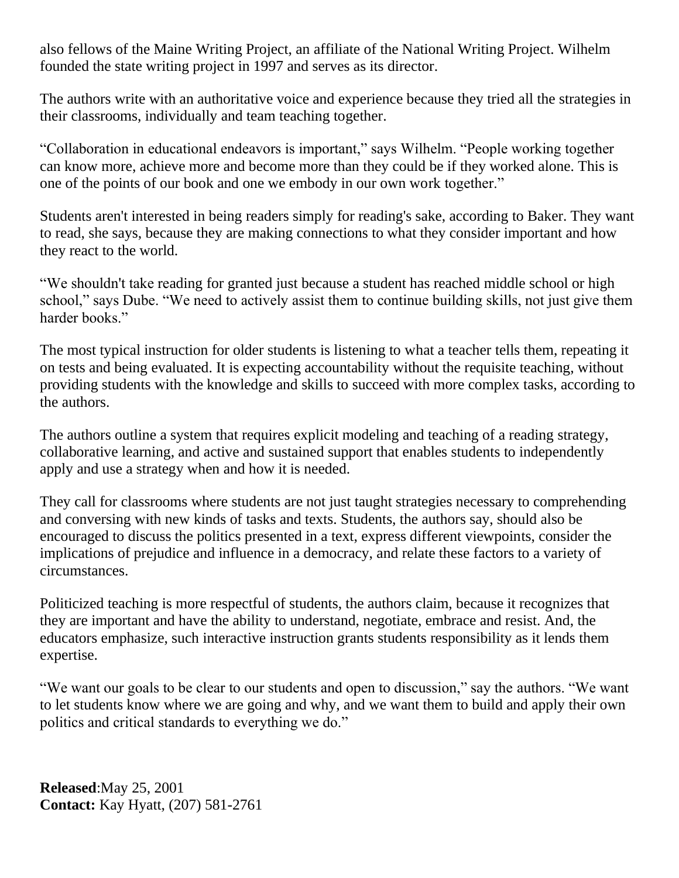also fellows of the Maine Writing Project, an affiliate of the National Writing Project. Wilhelm founded the state writing project in 1997 and serves as its director.

The authors write with an authoritative voice and experience because they tried all the strategies in their classrooms, individually and team teaching together.

“Collaboration in educational endeavors is important,” says Wilhelm. “People working together can know more, achieve more and become more than they could be if they worked alone. This is one of the points of our book and one we embody in our own work together.”

Students aren't interested in being readers simply for reading's sake, according to Baker. They want to read, she says, because they are making connections to what they consider important and how they react to the world.

“We shouldn't take reading for granted just because a student has reached middle school or high school,” says Dube. “We need to actively assist them to continue building skills, not just give them harder books.”

The most typical instruction for older students is listening to what a teacher tells them, repeating it on tests and being evaluated. It is expecting accountability without the requisite teaching, without providing students with the knowledge and skills to succeed with more complex tasks, according to the authors.

The authors outline a system that requires explicit modeling and teaching of a reading strategy, collaborative learning, and active and sustained support that enables students to independently apply and use a strategy when and how it is needed.

They call for classrooms where students are not just taught strategies necessary to comprehending and conversing with new kinds of tasks and texts. Students, the authors say, should also be encouraged to discuss the politics presented in a text, express different viewpoints, consider the implications of prejudice and influence in a democracy, and relate these factors to a variety of circumstances.

Politicized teaching is more respectful of students, the authors claim, because it recognizes that they are important and have the ability to understand, negotiate, embrace and resist. And, the educators emphasize, such interactive instruction grants students responsibility as it lends them expertise.

“We want our goals to be clear to our students and open to discussion,” say the authors. “We want to let students know where we are going and why, and we want them to build and apply their own politics and critical standards to everything we do.”

**Released**:May 25, 2001
**Contact:** Kay Hyatt, (207) 581-2761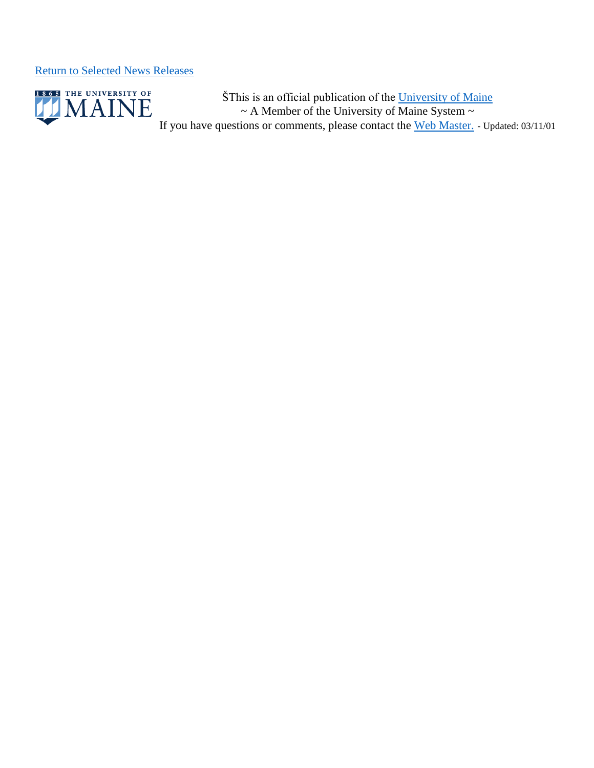[Return to Selected News Releases]

ŠThis is an official publication of the [University of Maine]

~ A Member of the University of Maine System ~

If you have questions or comments, please contact the [Web Master.] - Updated: 03/11/01